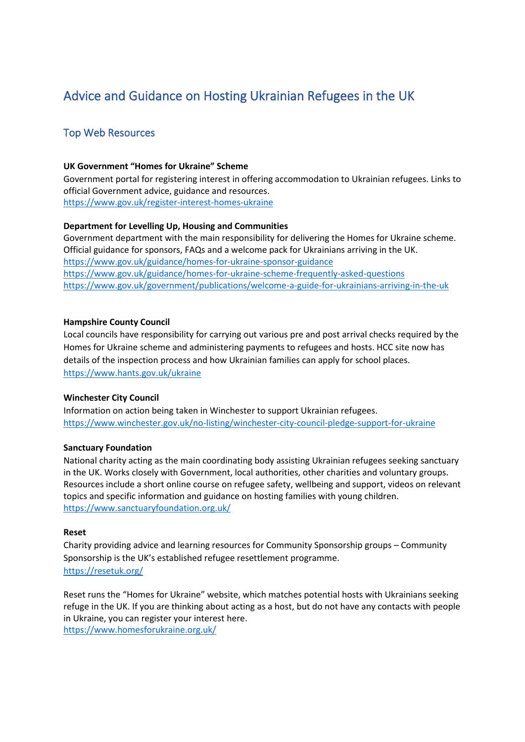# Advice and Guidance on Hosting Ukrainian Refugees in the UK

## Top Web Resources

**UK Government "Homes for Ukraine" Scheme**
Government portal for registering interest in offering accommodation to Ukrainian refugees. Links to official Government advice, guidance and resources.
https://www.gov.uk/register-interest-homes-ukraine

**Department for Levelling Up, Housing and Communities**
Government department with the main responsibility for delivering the Homes for Ukraine scheme. Official guidance for sponsors, FAQs and a welcome pack for Ukrainians arriving in the UK.
https://www.gov.uk/guidance/homes-for-ukraine-sponsor-guidance
https://www.gov.uk/guidance/homes-for-ukraine-scheme-frequently-asked-questions
https://www.gov.uk/government/publications/welcome-a-guide-for-ukrainians-arriving-in-the-uk

**Hampshire County Council**
Local councils have responsibility for carrying out various pre and post arrival checks required by the Homes for Ukraine scheme and administering payments to refugees and hosts. HCC site now has details of the inspection process and how Ukrainian families can apply for school places.
https://www.hants.gov.uk/ukraine

**Winchester City Council**
Information on action being taken in Winchester to support Ukrainian refugees.
https://www.winchester.gov.uk/no-listing/winchester-city-council-pledge-support-for-ukraine

**Sanctuary Foundation**
National charity acting as the main coordinating body assisting Ukrainian refugees seeking sanctuary in the UK. Works closely with Government, local authorities, other charities and voluntary groups. Resources include a short online course on refugee safety, wellbeing and support, videos on relevant topics and specific information and guidance on hosting families with young children.
https://www.sanctuaryfoundation.org.uk/

**Reset**
Charity providing advice and learning resources for Community Sponsorship groups – Community Sponsorship is the UK's established refugee resettlement programme.
https://resetuk.org/

Reset runs the "Homes for Ukraine" website, which matches potential hosts with Ukrainians seeking refuge in the UK. If you are thinking about acting as a host, but do not have any contacts with people in Ukraine, you can register your interest here.
https://www.homesforukraine.org.uk/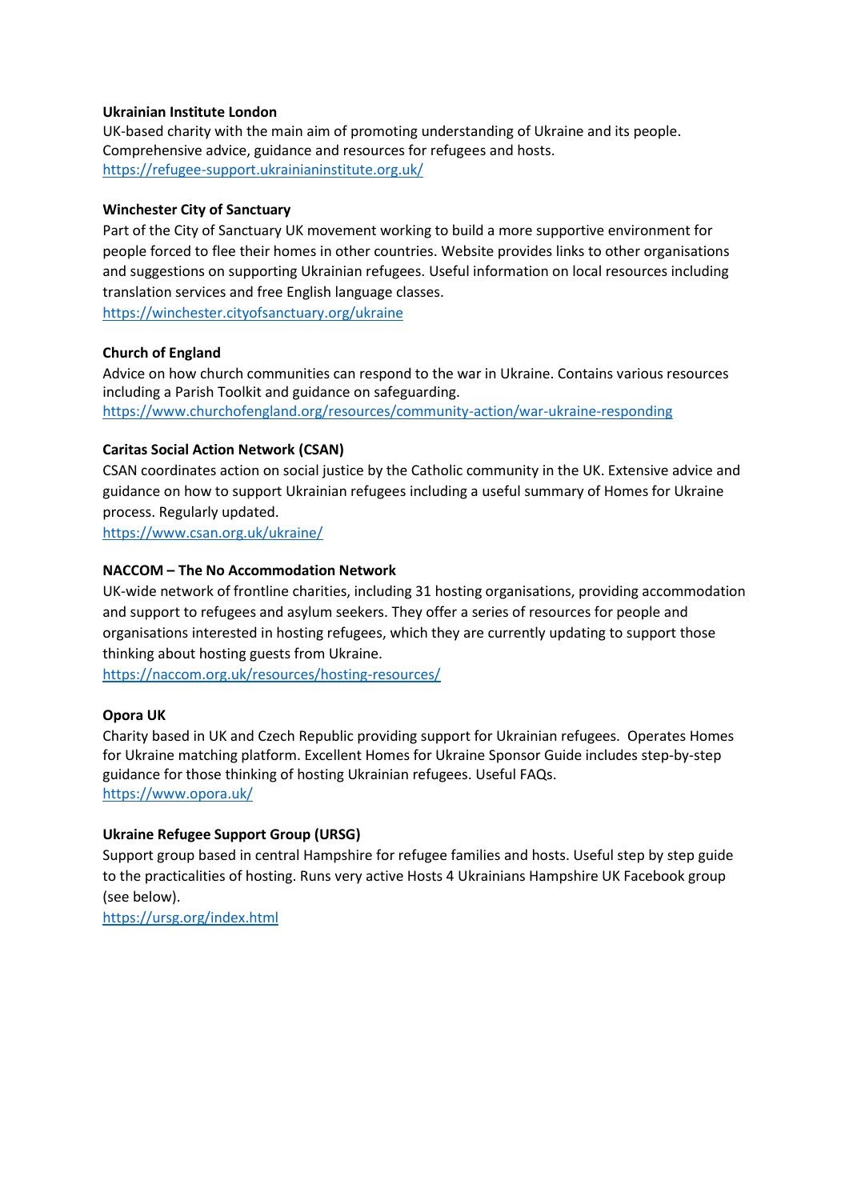**Ukrainian Institute London**
UK-based charity with the main aim of promoting understanding of Ukraine and its people. Comprehensive advice, guidance and resources for refugees and hosts.
https://refugee-support.ukrainianinstitute.org.uk/

**Winchester City of Sanctuary**
Part of the City of Sanctuary UK movement working to build a more supportive environment for people forced to flee their homes in other countries. Website provides links to other organisations and suggestions on supporting Ukrainian refugees. Useful information on local resources including translation services and free English language classes.
https://winchester.cityofsanctuary.org/ukraine

**Church of England**
Advice on how church communities can respond to the war in Ukraine. Contains various resources including a Parish Toolkit and guidance on safeguarding.
https://www.churchofengland.org/resources/community-action/war-ukraine-responding

**Caritas Social Action Network (CSAN)**
CSAN coordinates action on social justice by the Catholic community in the UK. Extensive advice and guidance on how to support Ukrainian refugees including a useful summary of Homes for Ukraine process. Regularly updated.
https://www.csan.org.uk/ukraine/

**NACCOM – The No Accommodation Network**
UK-wide network of frontline charities, including 31 hosting organisations, providing accommodation and support to refugees and asylum seekers. They offer a series of resources for people and organisations interested in hosting refugees, which they are currently updating to support those thinking about hosting guests from Ukraine.
https://naccom.org.uk/resources/hosting-resources/

**Opora UK**
Charity based in UK and Czech Republic providing support for Ukrainian refugees. Operates Homes for Ukraine matching platform. Excellent Homes for Ukraine Sponsor Guide includes step-by-step guidance for those thinking of hosting Ukrainian refugees. Useful FAQs.
https://www.opora.uk/

**Ukraine Refugee Support Group (URSG)**
Support group based in central Hampshire for refugee families and hosts. Useful step by step guide to the practicalities of hosting. Runs very active Hosts 4 Ukrainians Hampshire UK Facebook group (see below).
https://ursg.org/index.html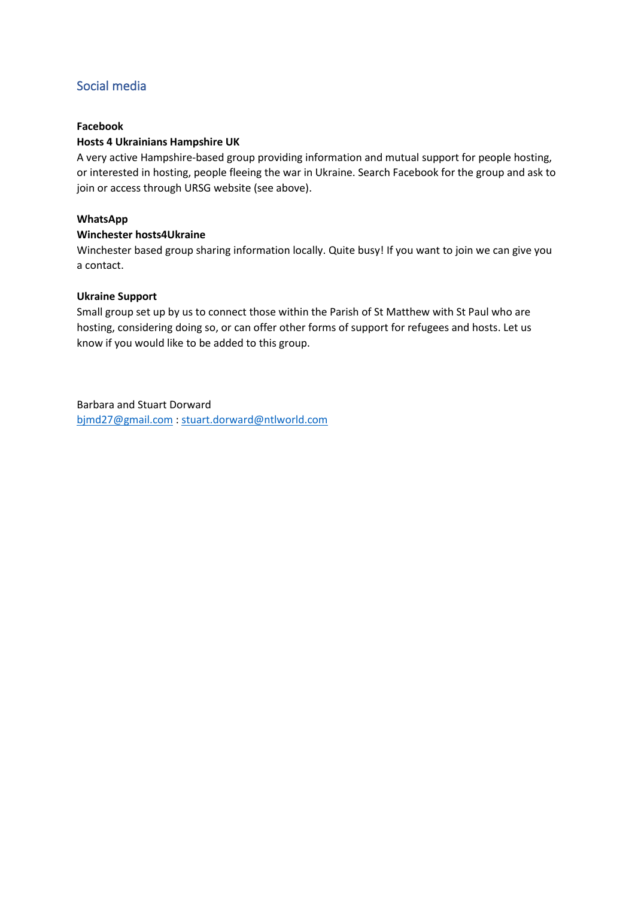## Social media

**Facebook**

**Hosts 4 Ukrainians Hampshire UK**

A very active Hampshire-based group providing information and mutual support for people hosting, or interested in hosting, people fleeing the war in Ukraine. Search Facebook for the group and ask to join or access through URSG website (see above).

**WhatsApp**

**Winchester hosts4Ukraine**

Winchester based group sharing information locally. Quite busy! If you want to join we can give you a contact.

**Ukraine Support**

Small group set up by us to connect those within the Parish of St Matthew with St Paul who are hosting, considering doing so, or can offer other forms of support for refugees and hosts. Let us know if you would like to be added to this group.

Barbara and Stuart Dorward
bjmd27@gmail.com : stuart.dorward@ntlworld.com